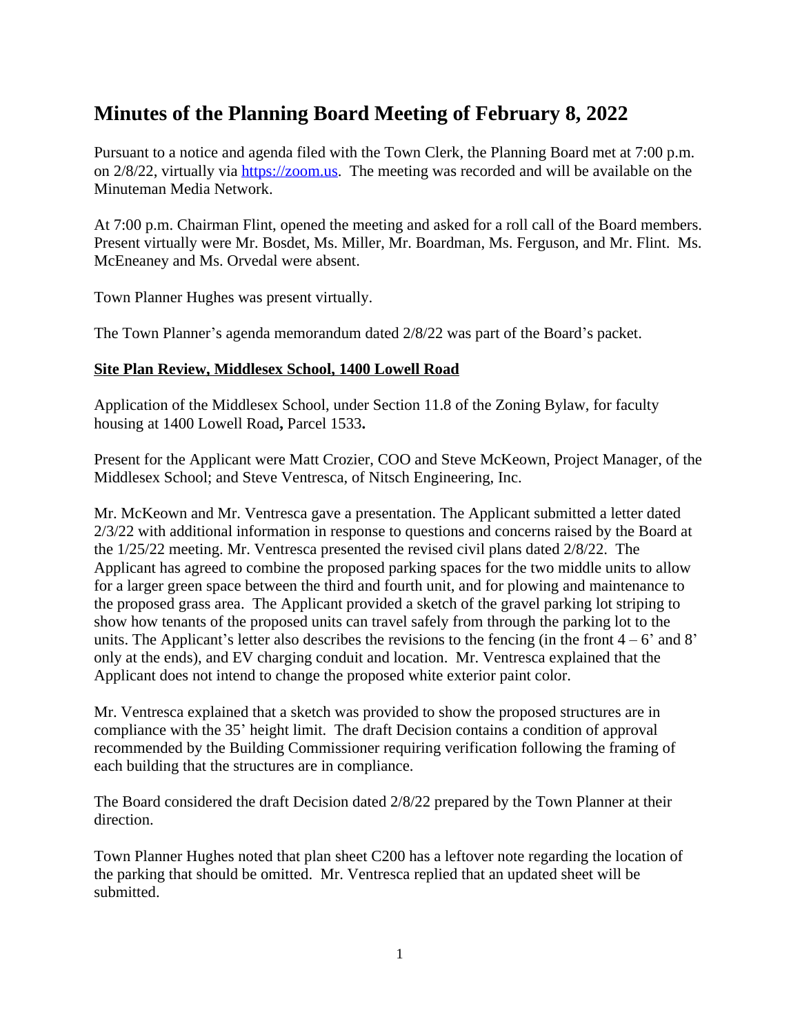# Minutes of the Planning Board Meeting of February 8, 2022

Pursuant to a notice and agenda filed with the Town Clerk, the Planning Board met at 7:00 p.m. on 2/8/22, virtually via https://zoom.us. The meeting was recorded and will be available on the Minuteman Media Network.

At 7:00 p.m. Chairman Flint, opened the meeting and asked for a roll call of the Board members. Present virtually were Mr. Bosdet, Ms. Miller, Mr. Boardman, Ms. Ferguson, and Mr. Flint. Ms. McEneaney and Ms. Orvedal were absent.

Town Planner Hughes was present virtually.

The Town Planner's agenda memorandum dated 2/8/22 was part of the Board's packet.

**Site Plan Review, Middlesex School, 1400 Lowell Road**

Application of the Middlesex School, under Section 11.8 of the Zoning Bylaw, for faculty housing at 1400 Lowell Road**,** Parcel 1533**.**

Present for the Applicant were Matt Crozier, COO and Steve McKeown, Project Manager, of the Middlesex School; and Steve Ventresca, of Nitsch Engineering, Inc.

Mr. McKeown and Mr. Ventresca gave a presentation. The Applicant submitted a letter dated 2/3/22 with additional information in response to questions and concerns raised by the Board at the 1/25/22 meeting. Mr. Ventresca presented the revised civil plans dated 2/8/22. The Applicant has agreed to combine the proposed parking spaces for the two middle units to allow for a larger green space between the third and fourth unit, and for plowing and maintenance to the proposed grass area. The Applicant provided a sketch of the gravel parking lot striping to show how tenants of the proposed units can travel safely from through the parking lot to the units. The Applicant's letter also describes the revisions to the fencing (in the front 4 – 6' and 8' only at the ends), and EV charging conduit and location. Mr. Ventresca explained that the Applicant does not intend to change the proposed white exterior paint color.

Mr. Ventresca explained that a sketch was provided to show the proposed structures are in compliance with the 35' height limit. The draft Decision contains a condition of approval recommended by the Building Commissioner requiring verification following the framing of each building that the structures are in compliance.

The Board considered the draft Decision dated 2/8/22 prepared by the Town Planner at their direction.

Town Planner Hughes noted that plan sheet C200 has a leftover note regarding the location of the parking that should be omitted. Mr. Ventresca replied that an updated sheet will be submitted.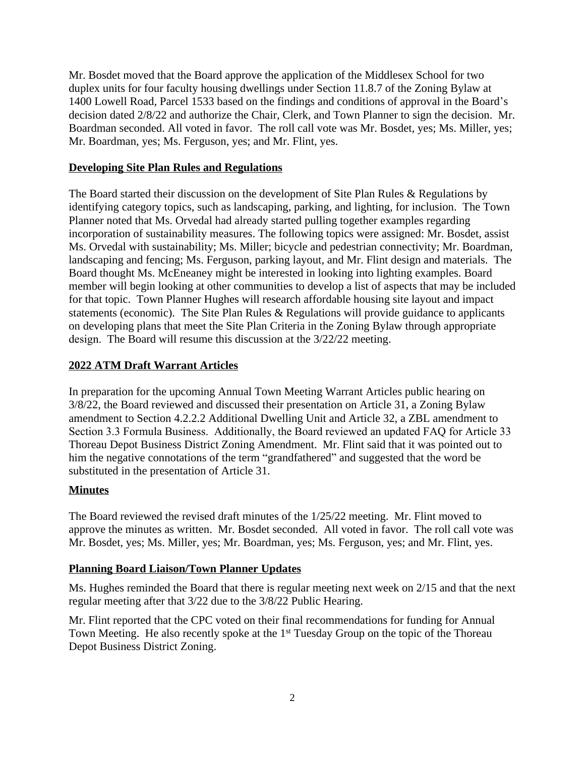Mr. Bosdet moved that the Board approve the application of the Middlesex School for two duplex units for four faculty housing dwellings under Section 11.8.7 of the Zoning Bylaw at 1400 Lowell Road, Parcel 1533 based on the findings and conditions of approval in the Board's decision dated 2/8/22 and authorize the Chair, Clerk, and Town Planner to sign the decision. Mr. Boardman seconded. All voted in favor. The roll call vote was Mr. Bosdet, yes; Ms. Miller, yes; Mr. Boardman, yes; Ms. Ferguson, yes; and Mr. Flint, yes.

**Developing Site Plan Rules and Regulations**

The Board started their discussion on the development of Site Plan Rules & Regulations by identifying category topics, such as landscaping, parking, and lighting, for inclusion. The Town Planner noted that Ms. Orvedal had already started pulling together examples regarding incorporation of sustainability measures. The following topics were assigned: Mr. Bosdet, assist Ms. Orvedal with sustainability; Ms. Miller; bicycle and pedestrian connectivity; Mr. Boardman, landscaping and fencing; Ms. Ferguson, parking layout, and Mr. Flint design and materials. The Board thought Ms. McEneaney might be interested in looking into lighting examples. Board member will begin looking at other communities to develop a list of aspects that may be included for that topic. Town Planner Hughes will research affordable housing site layout and impact statements (economic). The Site Plan Rules & Regulations will provide guidance to applicants on developing plans that meet the Site Plan Criteria in the Zoning Bylaw through appropriate design. The Board will resume this discussion at the 3/22/22 meeting.

**2022 ATM Draft Warrant Articles**

In preparation for the upcoming Annual Town Meeting Warrant Articles public hearing on 3/8/22, the Board reviewed and discussed their presentation on Article 31, a Zoning Bylaw amendment to Section 4.2.2.2 Additional Dwelling Unit and Article 32, a ZBL amendment to Section 3.3 Formula Business. Additionally, the Board reviewed an updated FAQ for Article 33 Thoreau Depot Business District Zoning Amendment. Mr. Flint said that it was pointed out to him the negative connotations of the term "grandfathered" and suggested that the word be substituted in the presentation of Article 31.

**Minutes**

The Board reviewed the revised draft minutes of the 1/25/22 meeting. Mr. Flint moved to approve the minutes as written. Mr. Bosdet seconded. All voted in favor. The roll call vote was Mr. Bosdet, yes; Ms. Miller, yes; Mr. Boardman, yes; Ms. Ferguson, yes; and Mr. Flint, yes.

**Planning Board Liaison/Town Planner Updates**

Ms. Hughes reminded the Board that there is regular meeting next week on 2/15 and that the next regular meeting after that 3/22 due to the 3/8/22 Public Hearing.

Mr. Flint reported that the CPC voted on their final recommendations for funding for Annual Town Meeting. He also recently spoke at the 1st Tuesday Group on the topic of the Thoreau Depot Business District Zoning.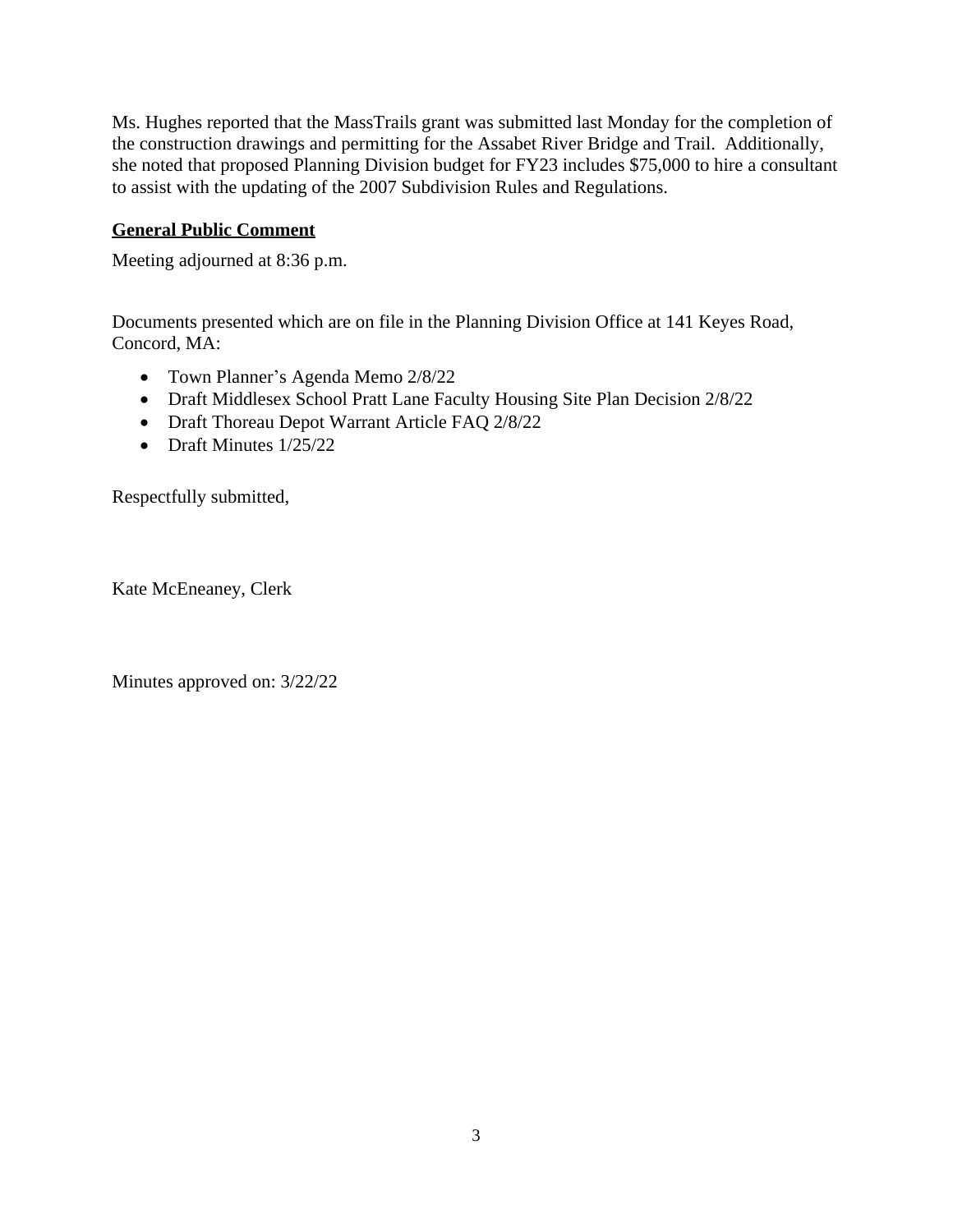Ms. Hughes reported that the MassTrails grant was submitted last Monday for the completion of the construction drawings and permitting for the Assabet River Bridge and Trail. Additionally, she noted that proposed Planning Division budget for FY23 includes $75,000 to hire a consultant to assist with the updating of the 2007 Subdivision Rules and Regulations.

## General Public Comment

Meeting adjourned at 8:36 p.m.

Documents presented which are on file in the Planning Division Office at 141 Keyes Road, Concord, MA:

- Town Planner's Agenda Memo 2/8/22
- Draft Middlesex School Pratt Lane Faculty Housing Site Plan Decision 2/8/22
- Draft Thoreau Depot Warrant Article FAQ 2/8/22
- Draft Minutes 1/25/22

Respectfully submitted,

Kate McEneaney, Clerk

Minutes approved on: 3/22/22